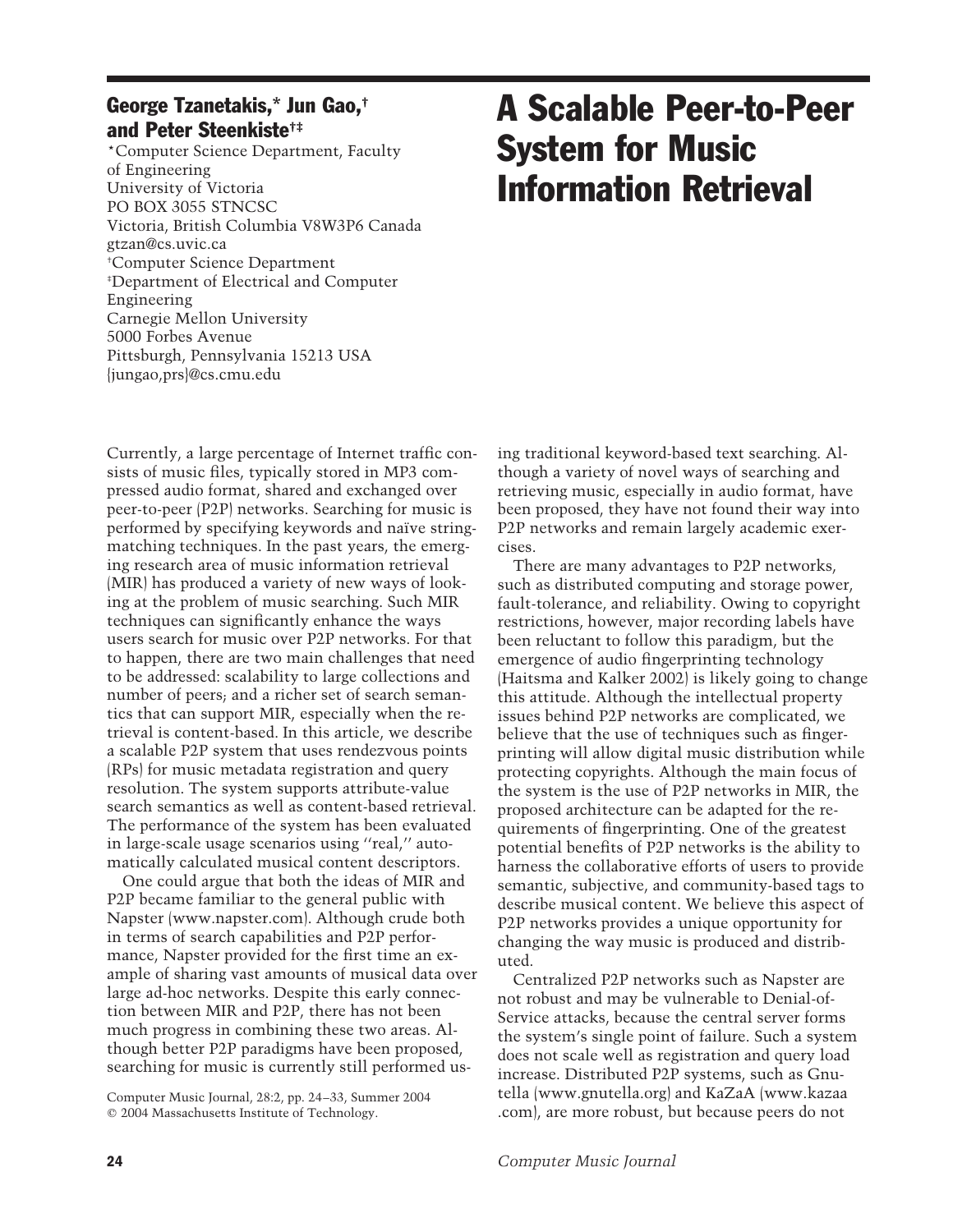# A Scalable Peer-to-Peer System for Music Information Retrieval

**George Tzanetakis,* Jun Gao,[†] and Peter Steenkiste[†‡]**

*Computer Science Department, Faculty of Engineering
University of Victoria
PO BOX 3055 STNCSC
Victoria, British Columbia V8W3P6 Canada
gtzan@cs.uvic.ca

[†]Computer Science Department
[‡]Department of Electrical and Computer Engineering
Carnegie Mellon University
5000 Forbes Avenue
Pittsburgh, Pennsylvania 15213 USA
{jungao,prs}@cs.cmu.edu

Currently, a large percentage of Internet traffic consists of music files, typically stored in MP3 compressed audio format, shared and exchanged over peer-to-peer (P2P) networks. Searching for music is performed by specifying keywords and naïve string-matching techniques. In the past years, the emerging research area of music information retrieval (MIR) has produced a variety of new ways of looking at the problem of music searching. Such MIR techniques can significantly enhance the ways users search for music over P2P networks. For that to happen, there are two main challenges that need to be addressed: scalability to large collections and number of peers; and a richer set of search semantics that can support MIR, especially when the retrieval is content-based. In this article, we describe a scalable P2P system that uses rendezvous points (RPs) for music metadata registration and query resolution. The system supports attribute-value search semantics as well as content-based retrieval. The performance of the system has been evaluated in large-scale usage scenarios using ''real,'' automatically calculated musical content descriptors.

One could argue that both the ideas of MIR and P2P became familiar to the general public with Napster (www.napster.com). Although crude both in terms of search capabilities and P2P performance, Napster provided for the first time an example of sharing vast amounts of musical data over large ad-hoc networks. Despite this early connection between MIR and P2P, there has not been much progress in combining these two areas. Although better P2P paradigms have been proposed, searching for music is currently still performed using traditional keyword-based text searching. Although a variety of novel ways of searching and retrieving music, especially in audio format, have been proposed, they have not found their way into P2P networks and remain largely academic exercises.

There are many advantages to P2P networks, such as distributed computing and storage power, fault-tolerance, and reliability. Owing to copyright restrictions, however, major recording labels have been reluctant to follow this paradigm, but the emergence of audio fingerprinting technology (Haitsma and Kalker 2002) is likely going to change this attitude. Although the intellectual property issues behind P2P networks are complicated, we believe that the use of techniques such as fingerprinting will allow digital music distribution while protecting copyrights. Although the main focus of the system is the use of P2P networks in MIR, the proposed architecture can be adapted for the requirements of fingerprinting. One of the greatest potential benefits of P2P networks is the ability to harness the collaborative efforts of users to provide semantic, subjective, and community-based tags to describe musical content. We believe this aspect of P2P networks provides a unique opportunity for changing the way music is produced and distributed.

Centralized P2P networks such as Napster are not robust and may be vulnerable to Denial-of-Service attacks, because the central server forms the system's single point of failure. Such a system does not scale well as registration and query load increase. Distributed P2P systems, such as Gnutella (www.gnutella.org) and KaZaA (www.kazaa.com), are more robust, but because peers do not

Computer Music Journal, 28:2, pp. 24–33, Summer 2004
© 2004 Massachusetts Institute of Technology.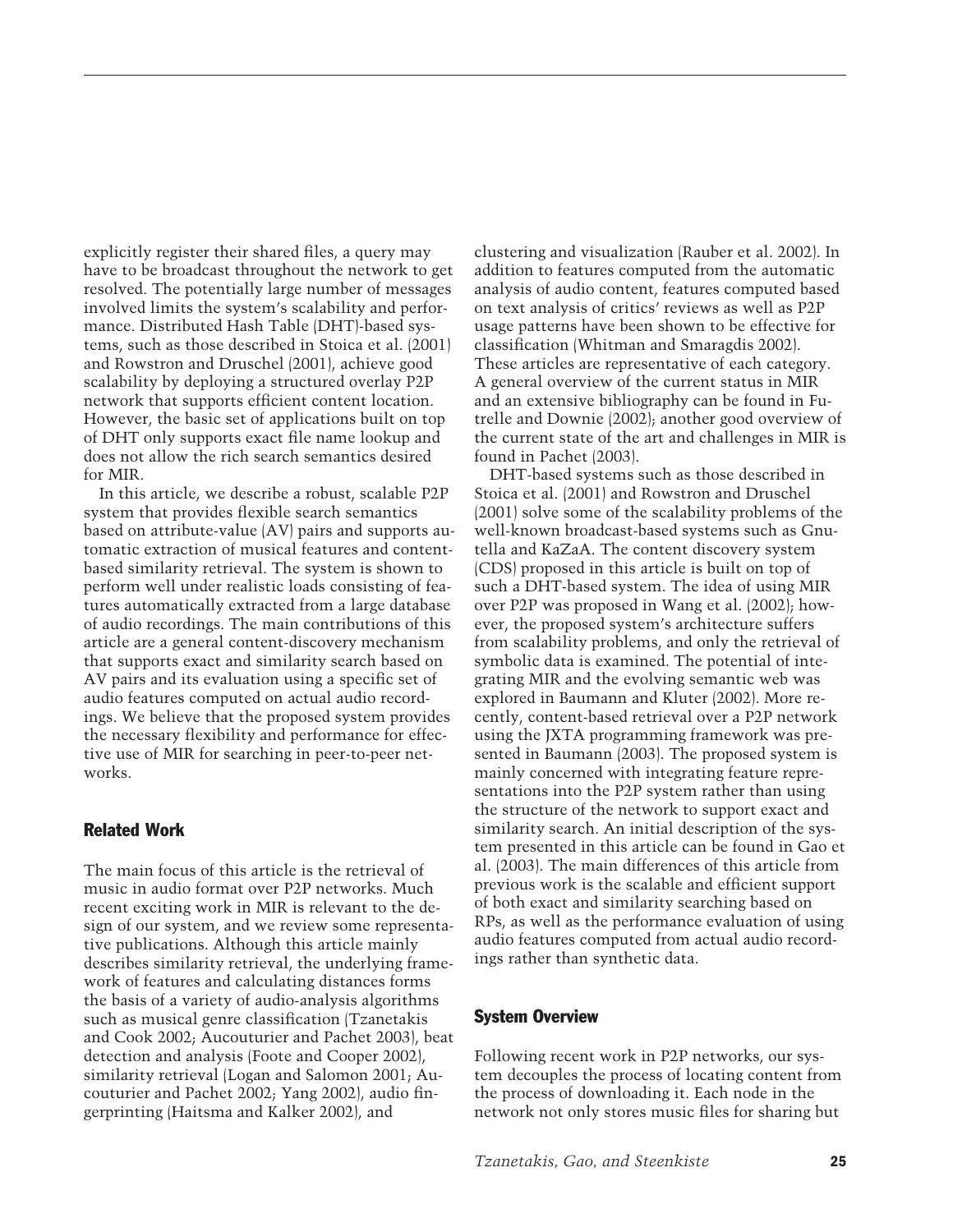explicitly register their shared files, a query may have to be broadcast throughout the network to get resolved. The potentially large number of messages involved limits the system's scalability and performance. Distributed Hash Table (DHT)-based systems, such as those described in Stoica et al. (2001) and Rowstron and Druschel (2001), achieve good scalability by deploying a structured overlay P2P network that supports efficient content location. However, the basic set of applications built on top of DHT only supports exact file name lookup and does not allow the rich search semantics desired for MIR.

In this article, we describe a robust, scalable P2P system that provides flexible search semantics based on attribute-value (AV) pairs and supports automatic extraction of musical features and content-based similarity retrieval. The system is shown to perform well under realistic loads consisting of features automatically extracted from a large database of audio recordings. The main contributions of this article are a general content-discovery mechanism that supports exact and similarity search based on AV pairs and its evaluation using a specific set of audio features computed on actual audio recordings. We believe that the proposed system provides the necessary flexibility and performance for effective use of MIR for searching in peer-to-peer networks.

## Related Work

The main focus of this article is the retrieval of music in audio format over P2P networks. Much recent exciting work in MIR is relevant to the design of our system, and we review some representative publications. Although this article mainly describes similarity retrieval, the underlying framework of features and calculating distances forms the basis of a variety of audio-analysis algorithms such as musical genre classification (Tzanetakis and Cook 2002; Aucouturier and Pachet 2003), beat detection and analysis (Foote and Cooper 2002), similarity retrieval (Logan and Salomon 2001; Aucouturier and Pachet 2002; Yang 2002), audio fingerprinting (Haitsma and Kalker 2002), and clustering and visualization (Rauber et al. 2002). In addition to features computed from the automatic analysis of audio content, features computed based on text analysis of critics' reviews as well as P2P usage patterns have been shown to be effective for classification (Whitman and Smaragdis 2002). These articles are representative of each category. A general overview of the current status in MIR and an extensive bibliography can be found in Futrelle and Downie (2002); another good overview of the current state of the art and challenges in MIR is found in Pachet (2003).

DHT-based systems such as those described in Stoica et al. (2001) and Rowstron and Druschel (2001) solve some of the scalability problems of the well-known broadcast-based systems such as Gnutella and KaZaA. The content discovery system (CDS) proposed in this article is built on top of such a DHT-based system. The idea of using MIR over P2P was proposed in Wang et al. (2002); however, the proposed system's architecture suffers from scalability problems, and only the retrieval of symbolic data is examined. The potential of integrating MIR and the evolving semantic web was explored in Baumann and Kluter (2002). More recently, content-based retrieval over a P2P network using the JXTA programming framework was presented in Baumann (2003). The proposed system is mainly concerned with integrating feature representations into the P2P system rather than using the structure of the network to support exact and similarity search. An initial description of the system presented in this article can be found in Gao et al. (2003). The main differences of this article from previous work is the scalable and efficient support of both exact and similarity searching based on RPs, as well as the performance evaluation of using audio features computed from actual audio recordings rather than synthetic data.

## System Overview

Following recent work in P2P networks, our system decouples the process of locating content from the process of downloading it. Each node in the network not only stores music files for sharing but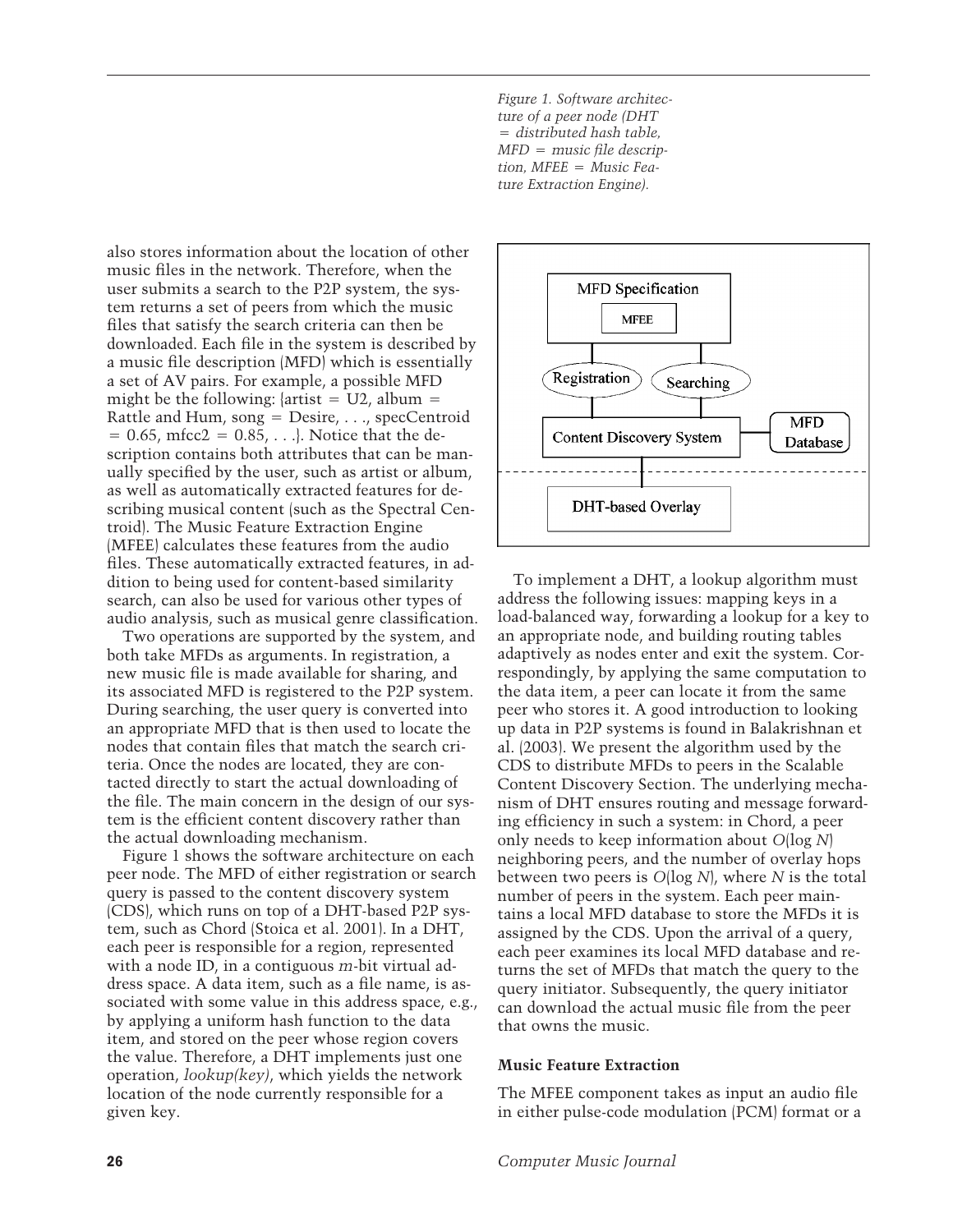also stores information about the location of other music files in the network. Therefore, when the user submits a search to the P2P system, the system returns a set of peers from which the music files that satisfy the search criteria can then be downloaded. Each file in the system is described by a music file description (MFD) which is essentially a set of AV pairs. For example, a possible MFD might be the following: {artist = U2, album = Rattle and Hum, song = Desire, . . ., specCentroid = 0.65, mfcc2 = 0.85, . . .}. Notice that the description contains both attributes that can be manually specified by the user, such as artist or album, as well as automatically extracted features for describing musical content (such as the Spectral Centroid). The Music Feature Extraction Engine (MFEE) calculates these features from the audio files. These automatically extracted features, in addition to being used for content-based similarity search, can also be used for various other types of audio analysis, such as musical genre classification.

Two operations are supported by the system, and both take MFDs as arguments. In registration, a new music file is made available for sharing, and its associated MFD is registered to the P2P system. During searching, the user query is converted into an appropriate MFD that is then used to locate the nodes that contain files that match the search criteria. Once the nodes are located, they are contacted directly to start the actual downloading of the file. The main concern in the design of our system is the efficient content discovery rather than the actual downloading mechanism.

Figure 1 shows the software architecture on each peer node. The MFD of either registration or search query is passed to the content discovery system (CDS), which runs on top of a DHT-based P2P system, such as Chord (Stoica et al. 2001). In a DHT, each peer is responsible for a region, represented with a node ID, in a contiguous $m$-bit virtual address space. A data item, such as a file name, is associated with some value in this address space, e.g., by applying a uniform hash function to the data item, and stored on the peer whose region covers the value. Therefore, a DHT implements just one operation, *lookup(key)*, which yields the network location of the node currently responsible for a given key.

*Figure 1. Software architecture of a peer node (DHT = distributed hash table, MFD = music file description, MFEE = Music Feature Extraction Engine).*

MFD Specification

MFEE

Registration

Searching

Content Discovery System

MFD Database

DHT-based Overlay

To implement a DHT, a lookup algorithm must address the following issues: mapping keys in a load-balanced way, forwarding a lookup for a key to an appropriate node, and building routing tables adaptively as nodes enter and exit the system. Correspondingly, by applying the same computation to the data item, a peer can locate it from the same peer who stores it. A good introduction to looking up data in P2P systems is found in Balakrishnan et al. (2003). We present the algorithm used by the CDS to distribute MFDs to peers in the Scalable Content Discovery Section. The underlying mechanism of DHT ensures routing and message forwarding efficiency in such a system: in Chord, a peer only needs to keep information about $O(\log N)$ neighboring peers, and the number of overlay hops between two peers is $O(\log N)$, where $N$ is the total number of peers in the system. Each peer maintains a local MFD database to store the MFDs it is assigned by the CDS. Upon the arrival of a query, each peer examines its local MFD database and returns the set of MFDs that match the query to the query initiator. Subsequently, the query initiator can download the actual music file from the peer that owns the music.

### Music Feature Extraction

The MFEE component takes as input an audio file in either pulse-code modulation (PCM) format or a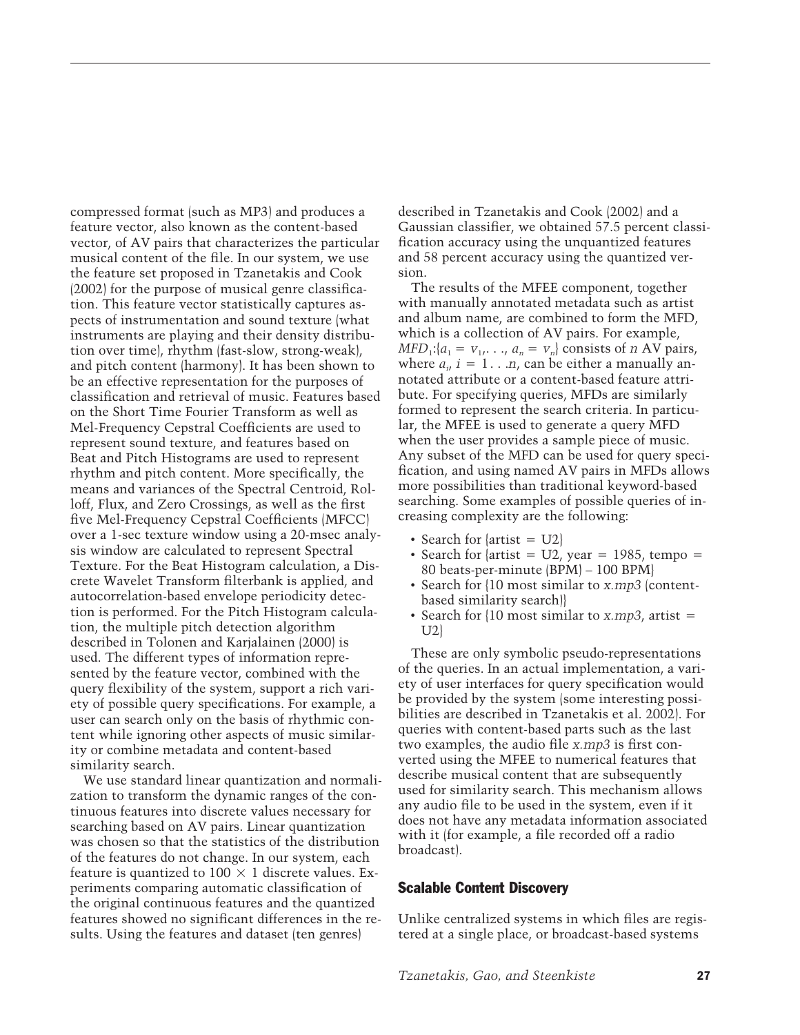compressed format (such as MP3) and produces a feature vector, also known as the content-based vector, of AV pairs that characterizes the particular musical content of the file. In our system, we use the feature set proposed in Tzanetakis and Cook (2002) for the purpose of musical genre classification. This feature vector statistically captures aspects of instrumentation and sound texture (what instruments are playing and their density distribution over time), rhythm (fast-slow, strong-weak), and pitch content (harmony). It has been shown to be an effective representation for the purposes of classification and retrieval of music. Features based on the Short Time Fourier Transform as well as Mel-Frequency Cepstral Coefficients are used to represent sound texture, and features based on Beat and Pitch Histograms are used to represent rhythm and pitch content. More specifically, the means and variances of the Spectral Centroid, Rolloff, Flux, and Zero Crossings, as well as the first five Mel-Frequency Cepstral Coefficients (MFCC) over a 1-sec texture window using a 20-msec analysis window are calculated to represent Spectral Texture. For the Beat Histogram calculation, a Discrete Wavelet Transform filterbank is applied, and autocorrelation-based envelope periodicity detection is performed. For the Pitch Histogram calculation, the multiple pitch detection algorithm described in Tolonen and Karjalainen (2000) is used. The different types of information represented by the feature vector, combined with the query flexibility of the system, support a rich variety of possible query specifications. For example, a user can search only on the basis of rhythmic content while ignoring other aspects of music similarity or combine metadata and content-based similarity search.

We use standard linear quantization and normalization to transform the dynamic ranges of the continuous features into discrete values necessary for searching based on AV pairs. Linear quantization was chosen so that the statistics of the distribution of the features do not change. In our system, each feature is quantized to $100 \times 1$ discrete values. Experiments comparing automatic classification of the original continuous features and the quantized features showed no significant differences in the results. Using the features and dataset (ten genres) described in Tzanetakis and Cook (2002) and a Gaussian classifier, we obtained 57.5 percent classification accuracy using the unquantized features and 58 percent accuracy using the quantized version.

The results of the MFEE component, together with manually annotated metadata such as artist and album name, are combined to form the MFD, which is a collection of AV pairs. For example, $MFD_1$:$\{a_1 = v_1, \ldots, a_n = v_n\}$ consists of $n$ AV pairs, where $a_i$, $i = 1 \ldots n$, can be either a manually annotated attribute or a content-based feature attribute. For specifying queries, MFDs are similarly formed to represent the search criteria. In particular, the MFEE is used to generate a query MFD when the user provides a sample piece of music. Any subset of the MFD can be used for query specification, and using named AV pairs in MFDs allows more possibilities than traditional keyword-based searching. Some examples of possible queries of increasing complexity are the following:

- Search for {artist = U2}
- Search for {artist = U2, year = 1985, tempo = 80 beats-per-minute (BPM) – 100 BPM}
- Search for {10 most similar to *x.mp3* (content-based similarity search)}
- Search for {10 most similar to *x.mp3*, artist = U2}

These are only symbolic pseudo-representations of the queries. In an actual implementation, a variety of user interfaces for query specification would be provided by the system (some interesting possibilities are described in Tzanetakis et al. 2002). For queries with content-based parts such as the last two examples, the audio file *x.mp3* is first converted using the MFEE to numerical features that describe musical content that are subsequently used for similarity search. This mechanism allows any audio file to be used in the system, even if it does not have any metadata information associated with it (for example, a file recorded off a radio broadcast).

## Scalable Content Discovery

Unlike centralized systems in which files are registered at a single place, or broadcast-based systems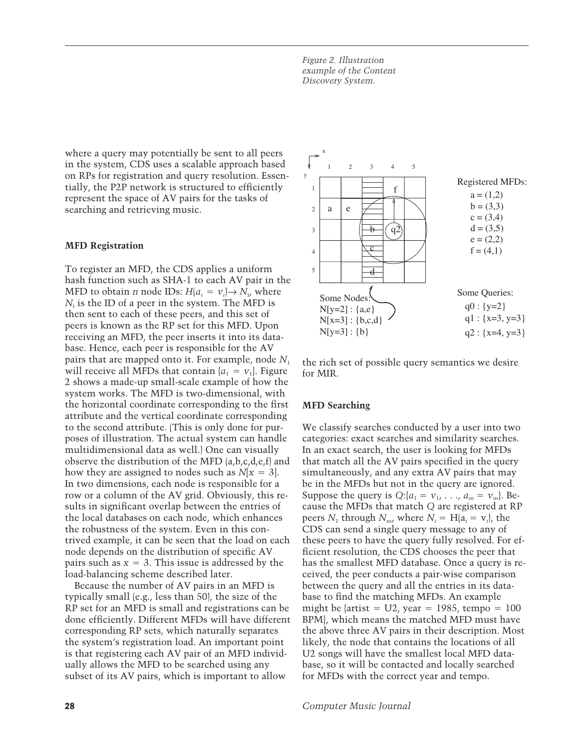Figure 2. Illustration example of the Content Discovery System.

where a query may potentially be sent to all peers in the system, CDS uses a scalable approach based on RPs for registration and query resolution. Essentially, the P2P network is structured to efficiently represent the space of AV pairs for the tasks of searching and retrieving music.

**MFD Registration**

To register an MFD, the CDS applies a uniform hash function such as SHA-1 to each AV pair in the MFD to obtain $n$ node IDs: $H(a_i = v_i) \rightarrow N_i$, where $N_i$ is the ID of a peer in the system. The MFD is then sent to each of these peers, and this set of peers is known as the RP set for this MFD. Upon receiving an MFD, the peer inserts it into its database. Hence, each peer is responsible for the AV pairs that are mapped onto it. For example, node $N_1$ will receive all MFDs that contain $\{a_1 = v_1\}$. Figure 2 shows a made-up small-scale example of how the system works. The MFD is two-dimensional, with the horizontal coordinate corresponding to the first attribute and the vertical coordinate corresponding to the second attribute. (This is only done for purposes of illustration. The actual system can handle multidimensional data as well.) One can visually observe the distribution of the MFD (a,b,c,d,e,f) and how they are assigned to nodes such as $N[x = 3]$. In two dimensions, each node is responsible for a row or a column of the AV grid. Obviously, this results in significant overlap between the entries of the local databases on each node, which enhances the robustness of the system. Even in this contrived example, it can be seen that the load on each node depends on the distribution of specific AV pairs such as $x = 3$. This issue is addressed by the load-balancing scheme described later.

Because the number of AV pairs in an MFD is typically small (e.g., less than 50), the size of the RP set for an MFD is small and registrations can be done efficiently. Different MFDs will have different corresponding RP sets, which naturally separates the system's registration load. An important point is that registering each AV pair of an MFD individually allows the MFD to be searched using any subset of its AV pairs, which is important to allow the rich set of possible query semantics we desire for MIR.

**MFD Searching**

We classify searches conducted by a user into two categories: exact searches and similarity searches. In an exact search, the user is looking for MFDs that match all the AV pairs specified in the query simultaneously, and any extra AV pairs that may be in the MFDs but not in the query are ignored. Suppose the query is $Q$:$\{a_1 = v_1, \ldots, a_m = v_m\}$. Because the MFDs that match $Q$ are registered at RP peers $N_1$ through $N_m$, where $N_i = H(a_i = v_i)$, the CDS can send a single query message to any of these peers to have the query fully resolved. For efficient resolution, the CDS chooses the peer that has the smallest MFD database. Once a query is received, the peer conducts a pair-wise comparison between the query and all the entries in its database to find the matching MFDs. An example might be {artist = U2, year = 1985, tempo = 100 BPM}, which means the matched MFD must have the above three AV pairs in their description. Most likely, the node that contains the locations of all U2 songs will have the smallest local MFD database, so it will be contacted and locally searched for MFDs with the correct year and tempo.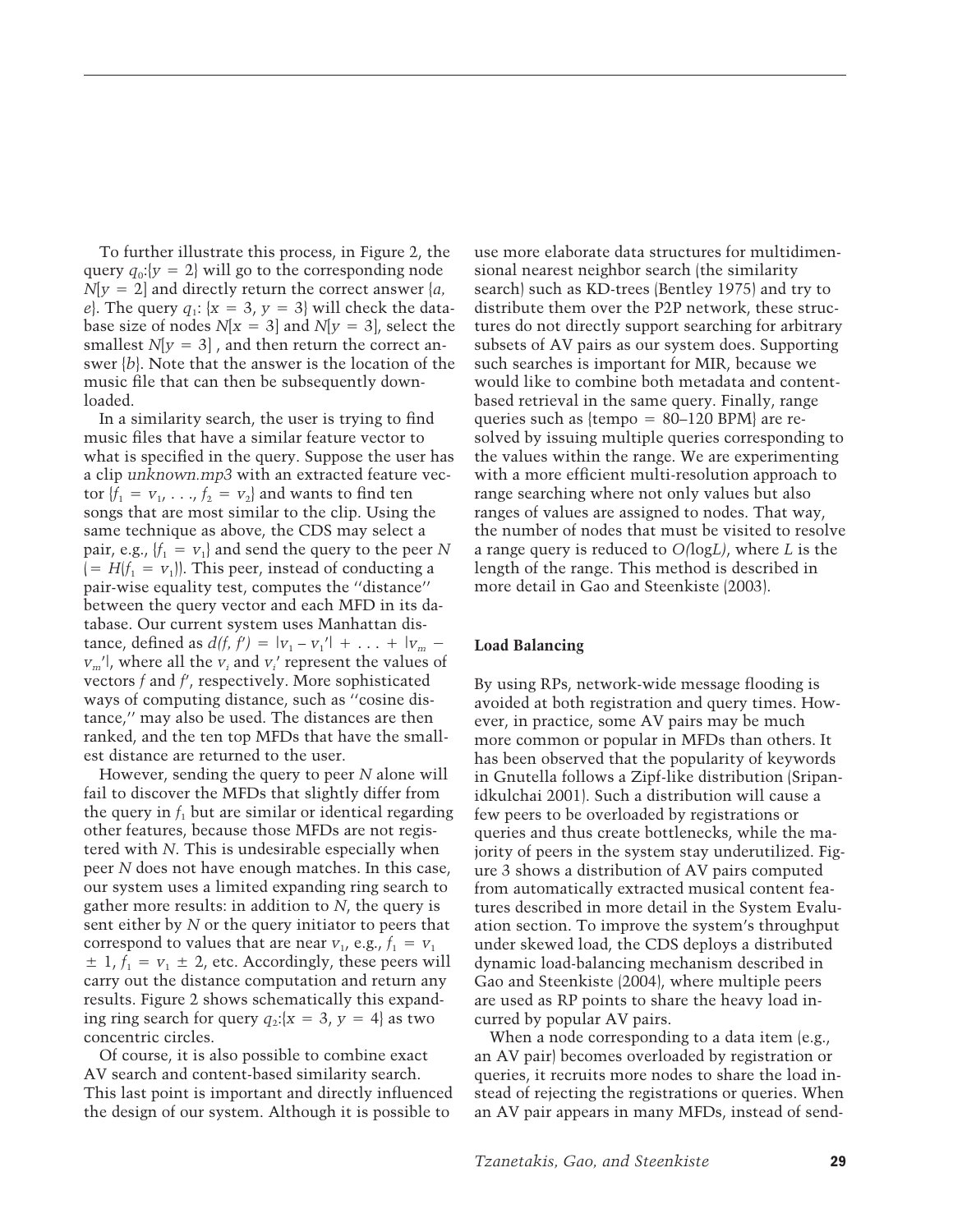To further illustrate this process, in Figure 2, the query $q_0$:{$y = 2$} will go to the corresponding node $N[y = 2]$ and directly return the correct answer {*a, e*}. The query $q_1$: {$x = 3$, $y = 3$} will check the database size of nodes $N[x = 3]$ and $N[y = 3]$, select the smallest $N[y = 3]$ , and then return the correct answer {*b*}. Note that the answer is the location of the music file that can then be subsequently downloaded.

In a similarity search, the user is trying to find music files that have a similar feature vector to what is specified in the query. Suppose the user has a clip *unknown.mp3* with an extracted feature vector {$f_1 = v_1, \ldots, f_2 = v_2$} and wants to find ten songs that are most similar to the clip. Using the same technique as above, the CDS may select a pair, e.g., {$f_1 = v_1$} and send the query to the peer $N$ ($= H(f_1 = v_1)$). This peer, instead of conducting a pair-wise equality test, computes the "distance" between the query vector and each MFD in its database. Our current system uses Manhattan distance, defined as $d(f, f') = |v_1 - v_1'| + \ldots + |v_m - v_m'|$, where all the $v_i$ and $v_i'$ represent the values of vectors $f$ and $f'$, respectively. More sophisticated ways of computing distance, such as "cosine distance," may also be used. The distances are then ranked, and the ten top MFDs that have the smallest distance are returned to the user.

However, sending the query to peer $N$ alone will fail to discover the MFDs that slightly differ from the query in $f_1$ but are similar or identical regarding other features, because those MFDs are not registered with $N$. This is undesirable especially when peer $N$ does not have enough matches. In this case, our system uses a limited expanding ring search to gather more results: in addition to $N$, the query is sent either by $N$ or the query initiator to peers that correspond to values that are near $v_1$, e.g., $f_1 = v_1 \pm 1$, $f_1 = v_1 \pm 2$, etc. Accordingly, these peers will carry out the distance computation and return any results. Figure 2 shows schematically this expanding ring search for query $q_2$:{$x = 3$, $y = 4$} as two concentric circles.

Of course, it is also possible to combine exact AV search and content-based similarity search. This last point is important and directly influenced the design of our system. Although it is possible to use more elaborate data structures for multidimensional nearest neighbor search (the similarity search) such as KD-trees (Bentley 1975) and try to distribute them over the P2P network, these structures do not directly support searching for arbitrary subsets of AV pairs as our system does. Supporting such searches is important for MIR, because we would like to combine both metadata and content-based retrieval in the same query. Finally, range queries such as {tempo = 80–120 BPM} are resolved by issuing multiple queries corresponding to the values within the range. We are experimenting with a more efficient multi-resolution approach to range searching where not only values but also ranges of values are assigned to nodes. That way, the number of nodes that must be visited to resolve a range query is reduced to $O(\log L)$, where $L$ is the length of the range. This method is described in more detail in Gao and Steenkiste (2003).

### Load Balancing

By using RPs, network-wide message flooding is avoided at both registration and query times. However, in practice, some AV pairs may be much more common or popular in MFDs than others. It has been observed that the popularity of keywords in Gnutella follows a Zipf-like distribution (Sripanidkulchai 2001). Such a distribution will cause a few peers to be overloaded by registrations or queries and thus create bottlenecks, while the majority of peers in the system stay underutilized. Figure 3 shows a distribution of AV pairs computed from automatically extracted musical content features described in more detail in the System Evaluation section. To improve the system's throughput under skewed load, the CDS deploys a distributed dynamic load-balancing mechanism described in Gao and Steenkiste (2004), where multiple peers are used as RP points to share the heavy load incurred by popular AV pairs.

When a node corresponding to a data item (e.g., an AV pair) becomes overloaded by registration or queries, it recruits more nodes to share the load instead of rejecting the registrations or queries. When an AV pair appears in many MFDs, instead of send-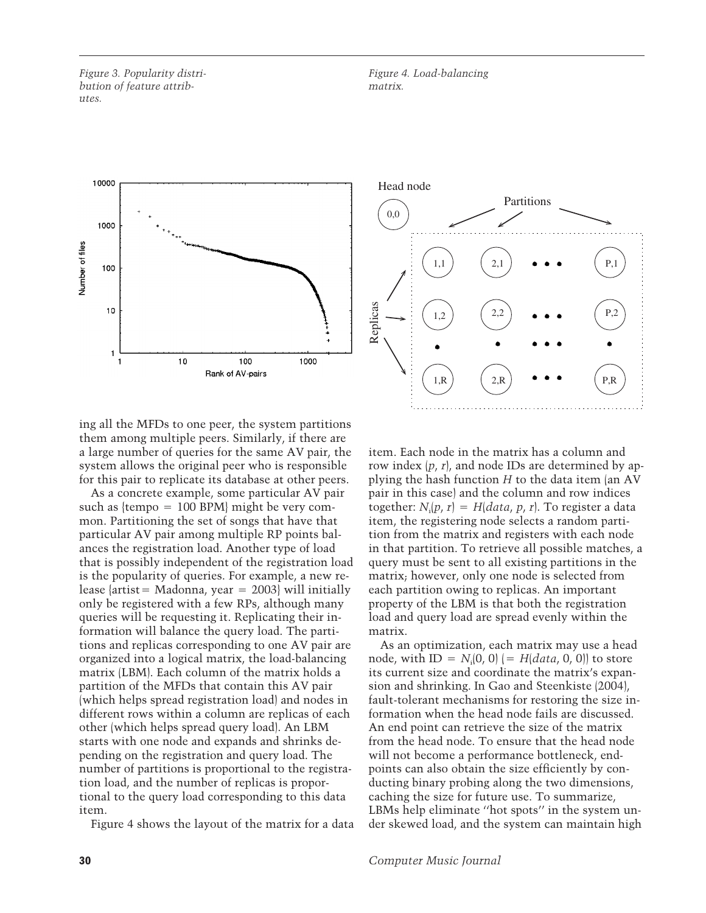*Figure 3. Popularity distribution of feature attributes.*

*Figure 4. Load-balancing matrix.*

ing all the MFDs to one peer, the system partitions them among multiple peers. Similarly, if there are a large number of queries for the same AV pair, the system allows the original peer who is responsible for this pair to replicate its database at other peers.

As a concrete example, some particular AV pair such as {tempo = 100 BPM} might be very common. Partitioning the set of songs that have that particular AV pair among multiple RP points balances the registration load. Another type of load that is possibly independent of the registration load is the popularity of queries. For example, a new release {artist = Madonna, year = 2003} will initially only be registered with a few RPs, although many queries will be requesting it. Replicating their information will balance the query load. The partitions and replicas corresponding to one AV pair are organized into a logical matrix, the load-balancing matrix (LBM). Each column of the matrix holds a partition of the MFDs that contain this AV pair (which helps spread registration load) and nodes in different rows within a column are replicas of each other (which helps spread query load). An LBM starts with one node and expands and shrinks depending on the registration and query load. The number of partitions is proportional to the registration load, and the number of replicas is proportional to the query load corresponding to this data item.

Figure 4 shows the layout of the matrix for a data item. Each node in the matrix has a column and row index $(p, r)$, and node IDs are determined by applying the hash function $H$ to the data item (an AV pair in this case) and the column and row indices together: $N_i(p, r) = H(data, p, r)$. To register a data item, the registering node selects a random partition from the matrix and registers with each node in that partition. To retrieve all possible matches, a query must be sent to all existing partitions in the matrix; however, only one node is selected from each partition owing to replicas. An important property of the LBM is that both the registration load and query load are spread evenly within the matrix.

As an optimization, each matrix may use a head node, with ID $= N_i(0, 0)$ ($= H(data, 0, 0)$) to store its current size and coordinate the matrix's expansion and shrinking. In Gao and Steenkiste (2004), fault-tolerant mechanisms for restoring the size information when the head node fails are discussed. An end point can retrieve the size of the matrix from the head node. To ensure that the head node will not become a performance bottleneck, endpoints can also obtain the size efficiently by conducting binary probing along the two dimensions, caching the size for future use. To summarize, LBMs help eliminate "hot spots" in the system under skewed load, and the system can maintain high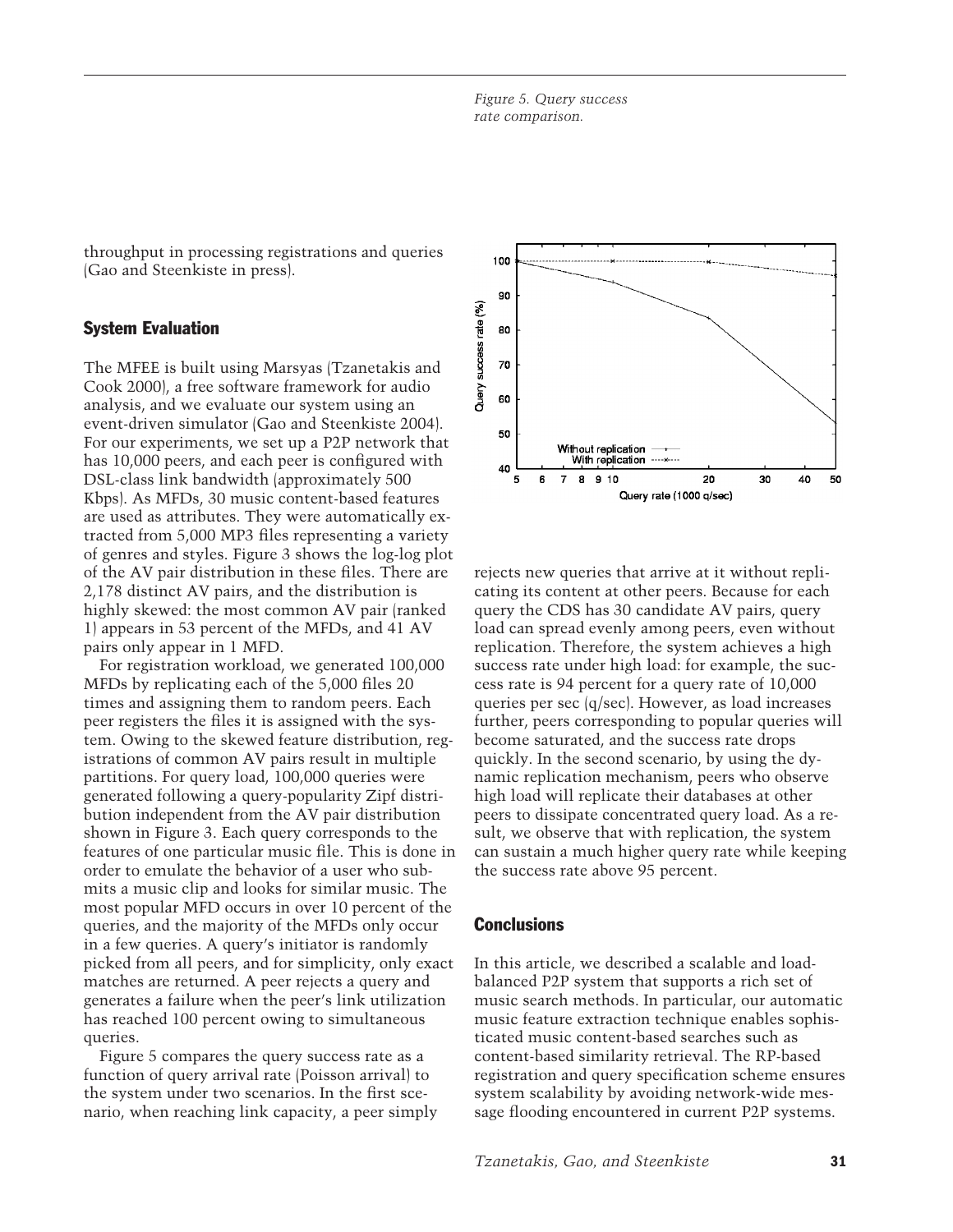throughput in processing registrations and queries (Gao and Steenkiste in press).

## System Evaluation

The MFEE is built using Marsyas (Tzanetakis and Cook 2000), a free software framework for audio analysis, and we evaluate our system using an event-driven simulator (Gao and Steenkiste 2004). For our experiments, we set up a P2P network that has 10,000 peers, and each peer is configured with DSL-class link bandwidth (approximately 500 Kbps). As MFDs, 30 music content-based features are used as attributes. They were automatically extracted from 5,000 MP3 files representing a variety of genres and styles. Figure 3 shows the log-log plot of the AV pair distribution in these files. There are 2,178 distinct AV pairs, and the distribution is highly skewed: the most common AV pair (ranked 1) appears in 53 percent of the MFDs, and 41 AV pairs only appear in 1 MFD.

For registration workload, we generated 100,000 MFDs by replicating each of the 5,000 files 20 times and assigning them to random peers. Each peer registers the files it is assigned with the system. Owing to the skewed feature distribution, registrations of common AV pairs result in multiple partitions. For query load, 100,000 queries were generated following a query-popularity Zipf distribution independent from the AV pair distribution shown in Figure 3. Each query corresponds to the features of one particular music file. This is done in order to emulate the behavior of a user who submits a music clip and looks for similar music. The most popular MFD occurs in over 10 percent of the queries, and the majority of the MFDs only occur in a few queries. A query's initiator is randomly picked from all peers, and for simplicity, only exact matches are returned. A peer rejects a query and generates a failure when the peer's link utilization has reached 100 percent owing to simultaneous queries.

Figure 5 compares the query success rate as a function of query arrival rate (Poisson arrival) to the system under two scenarios. In the first scenario, when reaching link capacity, a peer simply rejects new queries that arrive at it without replicating its content at other peers. Because for each query the CDS has 30 candidate AV pairs, query load can spread evenly among peers, even without replication. Therefore, the system achieves a high success rate under high load: for example, the success rate is 94 percent for a query rate of 10,000 queries per sec (q/sec). However, as load increases further, peers corresponding to popular queries will become saturated, and the success rate drops quickly. In the second scenario, by using the dynamic replication mechanism, peers who observe high load will replicate their databases at other peers to dissipate concentrated query load. As a result, we observe that with replication, the system can sustain a much higher query rate while keeping the success rate above 95 percent.

*Figure 5. Query success rate comparison.*

## Conclusions

In this article, we described a scalable and load-balanced P2P system that supports a rich set of music search methods. In particular, our automatic music feature extraction technique enables sophisticated music content-based searches such as content-based similarity retrieval. The RP-based registration and query specification scheme ensures system scalability by avoiding network-wide message flooding encountered in current P2P systems.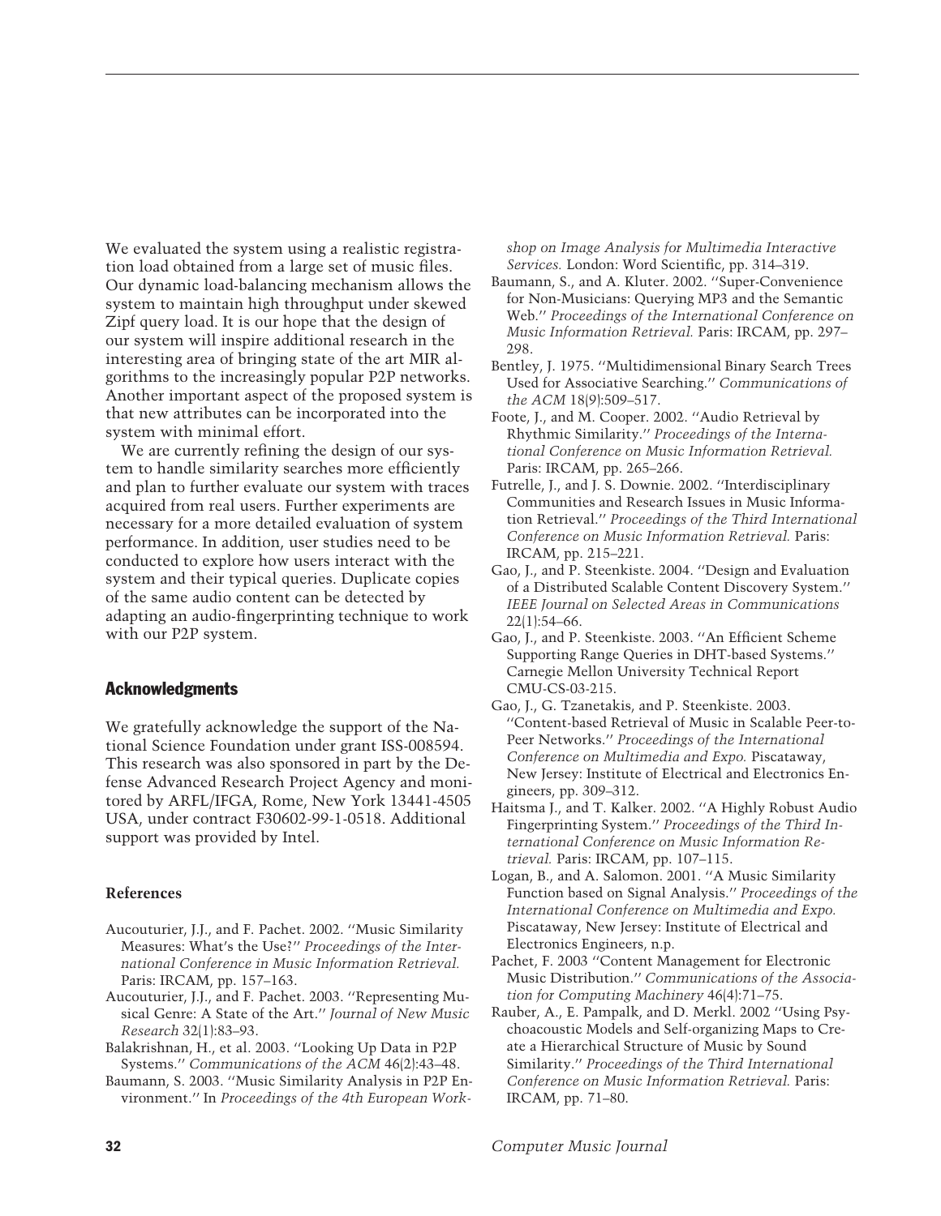We evaluated the system using a realistic registration load obtained from a large set of music files. Our dynamic load-balancing mechanism allows the system to maintain high throughput under skewed Zipf query load. It is our hope that the design of our system will inspire additional research in the interesting area of bringing state of the art MIR algorithms to the increasingly popular P2P networks. Another important aspect of the proposed system is that new attributes can be incorporated into the system with minimal effort.

We are currently refining the design of our system to handle similarity searches more efficiently and plan to further evaluate our system with traces acquired from real users. Further experiments are necessary for a more detailed evaluation of system performance. In addition, user studies need to be conducted to explore how users interact with the system and their typical queries. Duplicate copies of the same audio content can be detected by adapting an audio-fingerprinting technique to work with our P2P system.

## Acknowledgments

We gratefully acknowledge the support of the National Science Foundation under grant ISS-008594. This research was also sponsored in part by the Defense Advanced Research Project Agency and monitored by ARFL/IFGA, Rome, New York 13441-4505 USA, under contract F30602-99-1-0518. Additional support was provided by Intel.

### References

Aucouturier, J.J., and F. Pachet. 2002. ''Music Similarity Measures: What's the Use?'' *Proceedings of the International Conference in Music Information Retrieval.* Paris: IRCAM, pp. 157–163.

Aucouturier, J.J., and F. Pachet. 2003. ''Representing Musical Genre: A State of the Art.'' *Journal of New Music Research* 32(1):83–93.

Balakrishnan, H., et al. 2003. ''Looking Up Data in P2P Systems.'' *Communications of the ACM* 46(2):43–48.

Baumann, S. 2003. ''Music Similarity Analysis in P2P Environment.'' In *Proceedings of the 4th European Workshop on Image Analysis for Multimedia Interactive Services.* London: Word Scientific, pp. 314–319.

Baumann, S., and A. Kluter. 2002. ''Super-Convenience for Non-Musicians: Querying MP3 and the Semantic Web.'' *Proceedings of the International Conference on Music Information Retrieval.* Paris: IRCAM, pp. 297–298.

Bentley, J. 1975. ''Multidimensional Binary Search Trees Used for Associative Searching.'' *Communications of the ACM* 18(9):509–517.

Foote, J., and M. Cooper. 2002. ''Audio Retrieval by Rhythmic Similarity.'' *Proceedings of the International Conference on Music Information Retrieval.* Paris: IRCAM, pp. 265–266.

Futrelle, J., and J. S. Downie. 2002. ''Interdisciplinary Communities and Research Issues in Music Information Retrieval.'' *Proceedings of the Third International Conference on Music Information Retrieval.* Paris: IRCAM, pp. 215–221.

Gao, J., and P. Steenkiste. 2004. ''Design and Evaluation of a Distributed Scalable Content Discovery System.'' *IEEE Journal on Selected Areas in Communications* 22(1):54–66.

Gao, J., and P. Steenkiste. 2003. ''An Efficient Scheme Supporting Range Queries in DHT-based Systems.'' Carnegie Mellon University Technical Report CMU-CS-03-215.

Gao, J., G. Tzanetakis, and P. Steenkiste. 2003. ''Content-based Retrieval of Music in Scalable Peer-to-Peer Networks.'' *Proceedings of the International Conference on Multimedia and Expo.* Piscataway, New Jersey: Institute of Electrical and Electronics Engineers, pp. 309–312.

Haitsma J., and T. Kalker. 2002. ''A Highly Robust Audio Fingerprinting System.'' *Proceedings of the Third International Conference on Music Information Retrieval.* Paris: IRCAM, pp. 107–115.

Logan, B., and A. Salomon. 2001. ''A Music Similarity Function based on Signal Analysis.'' *Proceedings of the International Conference on Multimedia and Expo.* Piscataway, New Jersey: Institute of Electrical and Electronics Engineers, n.p.

Pachet, F. 2003 ''Content Management for Electronic Music Distribution.'' *Communications of the Association for Computing Machinery* 46(4):71–75.

Rauber, A., E. Pampalk, and D. Merkl. 2002 ''Using Psychoacoustic Models and Self-organizing Maps to Create a Hierarchical Structure of Music by Sound Similarity.'' *Proceedings of the Third International Conference on Music Information Retrieval.* Paris: IRCAM, pp. 71–80.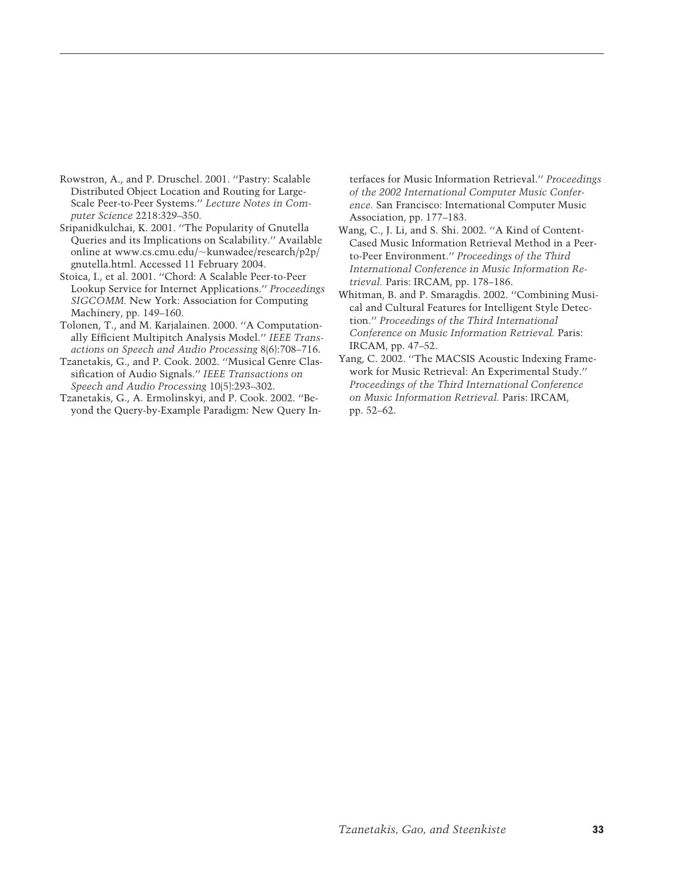Rowstron, A., and P. Druschel. 2001. "Pastry: Scalable Distributed Object Location and Routing for Large-Scale Peer-to-Peer Systems." *Lecture Notes in Computer Science* 2218:329–350.

Sripanidkulchai, K. 2001. "The Popularity of Gnutella Queries and its Implications on Scalability." Available online at www.cs.cmu.edu/~kunwadee/research/p2p/gnutella.html. Accessed 11 February 2004.

Stoica, I., et al. 2001. "Chord: A Scalable Peer-to-Peer Lookup Service for Internet Applications." *Proceedings SIGCOMM.* New York: Association for Computing Machinery, pp. 149–160.

Tolonen, T., and M. Karjalainen. 2000. "A Computationally Efficient Multipitch Analysis Model." *IEEE Transactions on Speech and Audio Processing* 8(6):708–716.

Tzanetakis, G., and P. Cook. 2002. "Musical Genre Classification of Audio Signals." *IEEE Transactions on Speech and Audio Processing* 10(5):293–302.

Tzanetakis, G., A. Ermolinskyi, and P. Cook. 2002. "Beyond the Query-by-Example Paradigm: New Query Interfaces for Music Information Retrieval." *Proceedings of the 2002 International Computer Music Conference.* San Francisco: International Computer Music Association, pp. 177–183.

Wang, C., J. Li, and S. Shi. 2002. "A Kind of Content-Cased Music Information Retrieval Method in a Peer-to-Peer Environment." *Proceedings of the Third International Conference in Music Information Retrieval.* Paris: IRCAM, pp. 178–186.

Whitman, B. and P. Smaragdis. 2002. "Combining Musical and Cultural Features for Intelligent Style Detection." *Proceedings of the Third International Conference on Music Information Retrieval.* Paris: IRCAM, pp. 47–52.

Yang, C. 2002. "The MACSIS Acoustic Indexing Framework for Music Retrieval: An Experimental Study." *Proceedings of the Third International Conference on Music Information Retrieval.* Paris: IRCAM, pp. 52–62.